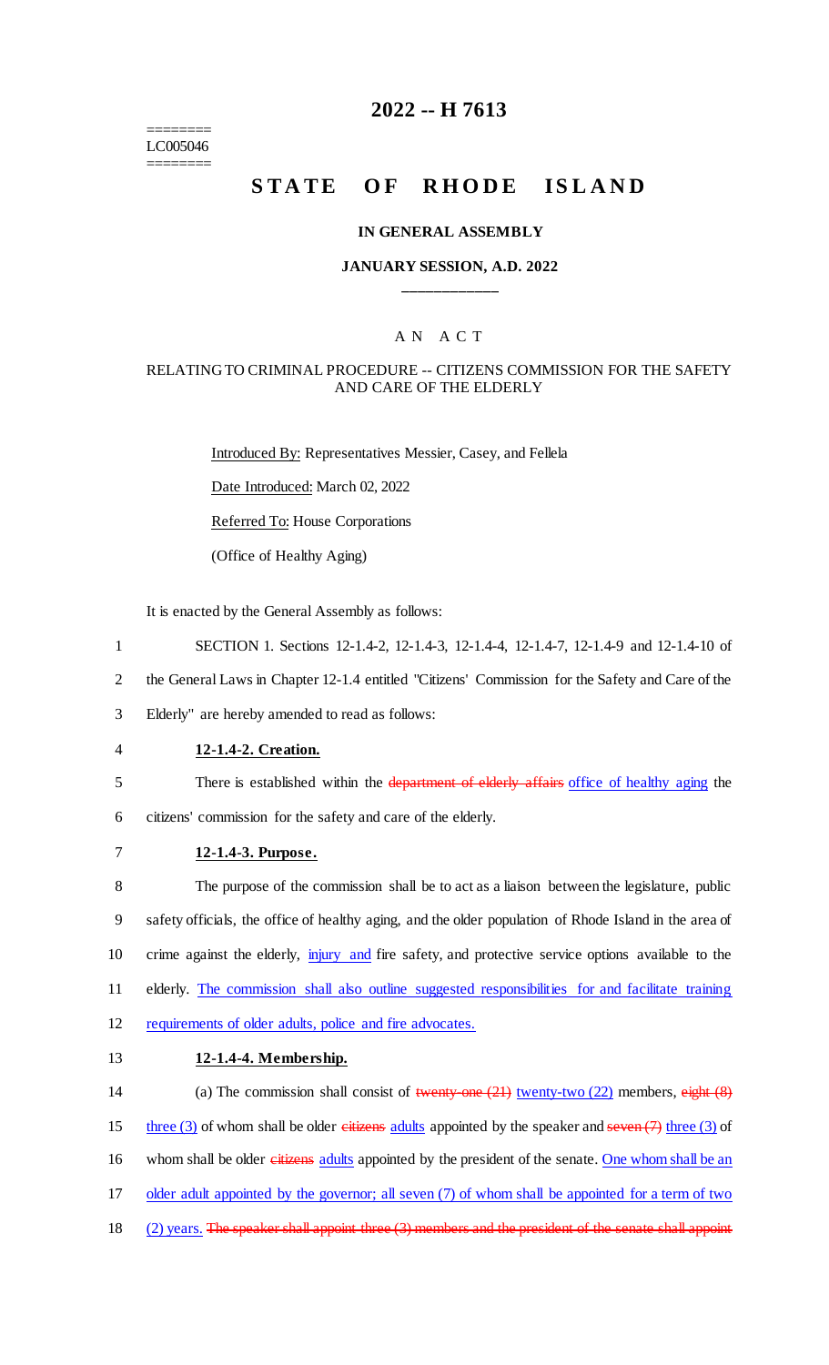# 2022 -- H 7613

========
LC005046
========

# STATE OF RHODE ISLAND

## IN GENERAL ASSEMBLY

### JANUARY SESSION, A.D. 2022

---

A N A C T

RELATING TO CRIMINAL PROCEDURE -- CITIZENS COMMISSION FOR THE SAFETY AND CARE OF THE ELDERLY

Introduced By: Representatives Messier, Casey, and Fellela

Date Introduced: March 02, 2022

Referred To: House Corporations

(Office of Healthy Aging)

It is enacted by the General Assembly as follows:

1 SECTION 1. Sections 12-1.4-2, 12-1.4-3, 12-1.4-4, 12-1.4-7, 12-1.4-9 and 12-1.4-10 of
2 the General Laws in Chapter 12-1.4 entitled "Citizens' Commission for the Safety and Care of the
3 Elderly" are hereby amended to read as follows:

4 **12-1.4-2. Creation.**

5 There is established within the ~~department of elderly affairs~~ office of healthy aging the
6 citizens' commission for the safety and care of the elderly.

7 **12-1.4-3. Purpose.**

8 The purpose of the commission shall be to act as a liaison between the legislature, public
9 safety officials, the office of healthy aging, and the older population of Rhode Island in the area of
10 crime against the elderly, injury and fire safety, and protective service options available to the
11 elderly. The commission shall also outline suggested responsibilities for and facilitate training
12 requirements of older adults, police and fire advocates.

13 **12-1.4-4. Membership.**

14 (a) The commission shall consist of ~~twenty-one (21)~~ twenty-two (22) members, ~~eight (8)~~
15 three (3) of whom shall be older ~~citizens~~ adults appointed by the speaker and ~~seven (7)~~ three (3) of
16 whom shall be older ~~citizens~~ adults appointed by the president of the senate. One whom shall be an
17 older adult appointed by the governor; all seven (7) of whom shall be appointed for a term of two
18 (2) years. ~~The speaker shall appoint three (3) members and the president of the senate shall appoint~~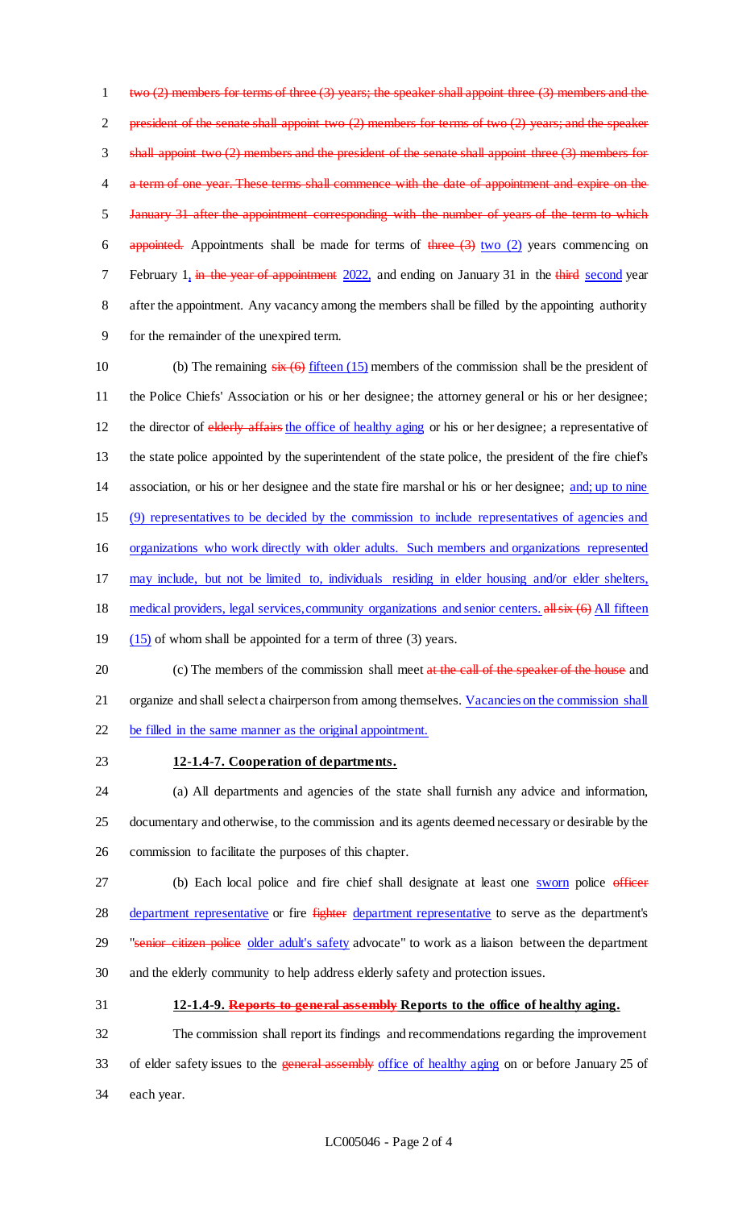two (2) members for terms of three (3) years; the speaker shall appoint three (3) members and the president of the senate shall appoint two (2) members for terms of two (2) years; and the speaker shall appoint two (2) members and the president of the senate shall appoint three (3) members for a term of one year. These terms shall commence with the date of appointment and expire on the January 31 after the appointment corresponding with the number of years of the term to which appointed. Appointments shall be made for terms of three (3) two (2) years commencing on February 1, in the year of appointment 2022, and ending on January 31 in the third second year after the appointment. Any vacancy among the members shall be filled by the appointing authority for the remainder of the unexpired term.

(b) The remaining six (6) fifteen (15) members of the commission shall be the president of the Police Chiefs' Association or his or her designee; the attorney general or his or her designee; the director of elderly affairs the office of healthy aging or his or her designee; a representative of the state police appointed by the superintendent of the state police, the president of the fire chief's association, or his or her designee and the state fire marshal or his or her designee; and; up to nine (9) representatives to be decided by the commission to include representatives of agencies and organizations who work directly with older adults. Such members and organizations represented may include, but not be limited to, individuals residing in elder housing and/or elder shelters, medical providers, legal services, community organizations and senior centers. all six (6) All fifteen (15) of whom shall be appointed for a term of three (3) years.

(c) The members of the commission shall meet at the call of the speaker of the house and organize and shall select a chairperson from among themselves. Vacancies on the commission shall be filled in the same manner as the original appointment.

**12-1.4-7. Cooperation of departments.**

(a) All departments and agencies of the state shall furnish any advice and information, documentary and otherwise, to the commission and its agents deemed necessary or desirable by the commission to facilitate the purposes of this chapter.

(b) Each local police and fire chief shall designate at least one sworn police officer department representative or fire fighter department representative to serve as the department's "senior citizen police older adult's safety advocate" to work as a liaison between the department and the elderly community to help address elderly safety and protection issues.

**12-1.4-9. Reports to general assembly Reports to the office of healthy aging.**

The commission shall report its findings and recommendations regarding the improvement of elder safety issues to the general assembly office of healthy aging on or before January 25 of each year.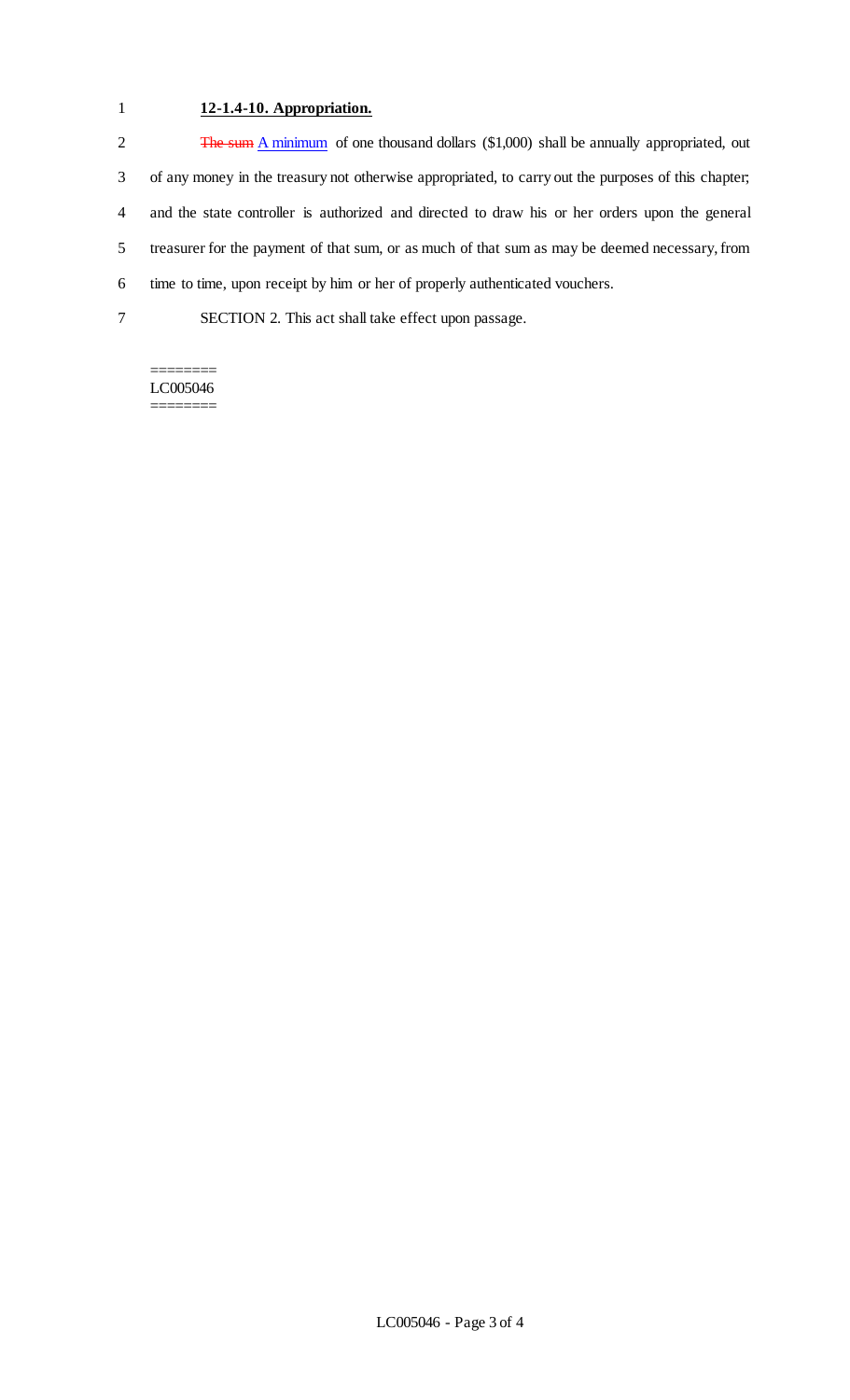**12-1.4-10. Appropriation.**

~~The sum~~ A minimum of one thousand dollars ($1,000) shall be annually appropriated, out of any money in the treasury not otherwise appropriated, to carry out the purposes of this chapter; and the state controller is authorized and directed to draw his or her orders upon the general treasurer for the payment of that sum, or as much of that sum as may be deemed necessary, from time to time, upon receipt by him or her of properly authenticated vouchers.

SECTION 2. This act shall take effect upon passage.

========
LC005046
========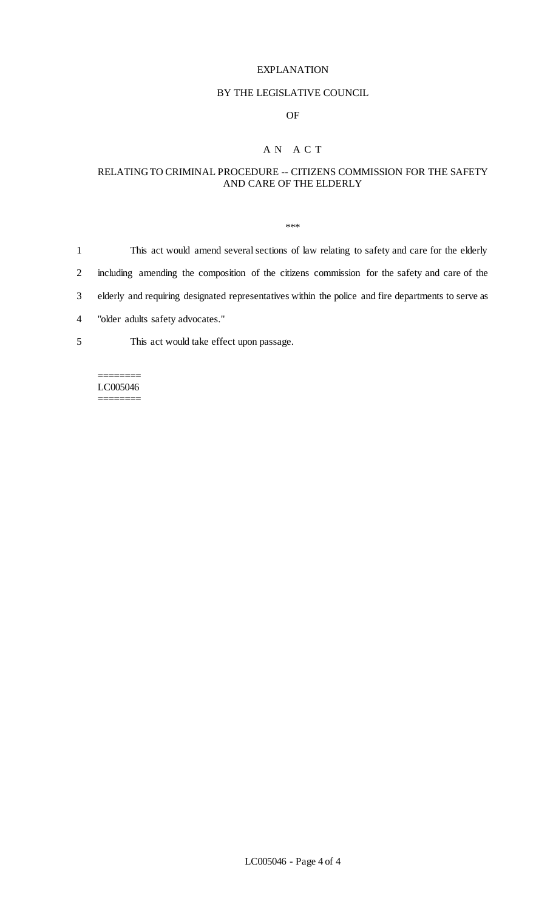EXPLANATION

BY THE LEGISLATIVE COUNCIL

OF

A N A C T

RELATING TO CRIMINAL PROCEDURE -- CITIZENS COMMISSION FOR THE SAFETY AND CARE OF THE ELDERLY

***

1 This act would amend several sections of law relating to safety and care for the elderly
2 including amending the composition of the citizens commission for the safety and care of the
3 elderly and requiring designated representatives within the police and fire departments to serve as
4 "older adults safety advocates."
5 This act would take effect upon passage.

========
LC005046
========